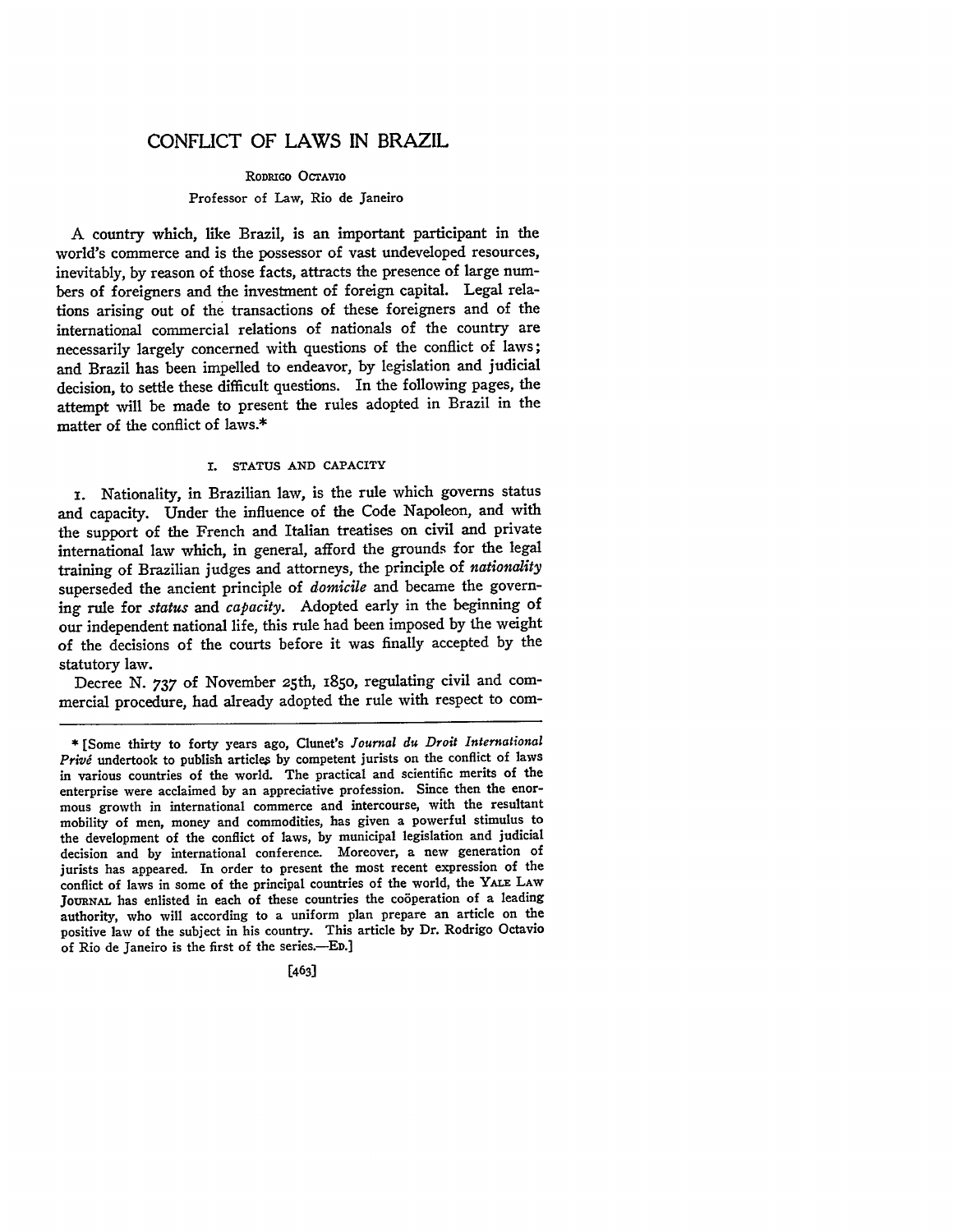# CONFLICT OF LAWS IN BRAZIL

RODRIGO OCTAVIO

Professor of Law, Rio de Janeiro

A country which, like Brazil, is an important participant in the world's commerce and is the possessor of vast undeveloped resources, inevitably, by reason of those facts, attracts the presence of large numbers of foreigners and the investment of foreign capital. Legal relations arising out of the transactions of these foreigners and of the international commercial relations of nationals of the country are necessarily largely concerned with questions of the conflict of laws; and Brazil has been impelled to endeavor, by legislation and judicial decision, to settle these difficult questions. In the following pages, the attempt will be made to present the rules adopted in Brazil in the matter of the conflict of laws.*

## I. STATUS AND CAPACITY

1. Nationality, in Brazilian law, is the rule which governs status and capacity. Under the influence of the Code Napoleon, and with the support of the French and Italian treatises on civil and private international law which, in general, afford the grounds for the legal training of Brazilian judges and attorneys, the principle of *nationality* superseded the ancient principle of *domicile* and became the governing rule for *status* and *capacity*. Adopted early in the beginning of our independent national life, this rule had been imposed by the weight of the decisions of the courts before it was finally accepted by the statutory law.

Decree N. 737 of November 25th, 1850, regulating civil and commercial procedure, had already adopted the rule with respect to com-

---

* [Some thirty to forty years ago, Clunet's *Journal du Droit International Privé* undertook to publish articles by competent jurists on the conflict of laws in various countries of the world. The practical and scientific merits of the enterprise were acclaimed by an appreciative profession. Since then the enormous growth in international commerce and intercourse, with the resultant mobility of men, money and commodities, has given a powerful stimulus to the development of the conflict of laws, by municipal legislation and judicial decision and by international conference. Moreover, a new generation of jurists has appeared. In order to present the most recent expression of the conflict of laws in some of the principal countries of the world, the YALE LAW JOURNAL has enlisted in each of these countries the coöperation of a leading authority, who will according to a uniform plan prepare an article on the positive law of the subject in his country. This article by Dr. Rodrigo Octavio of Rio de Janeiro is the first of the series.—ED.]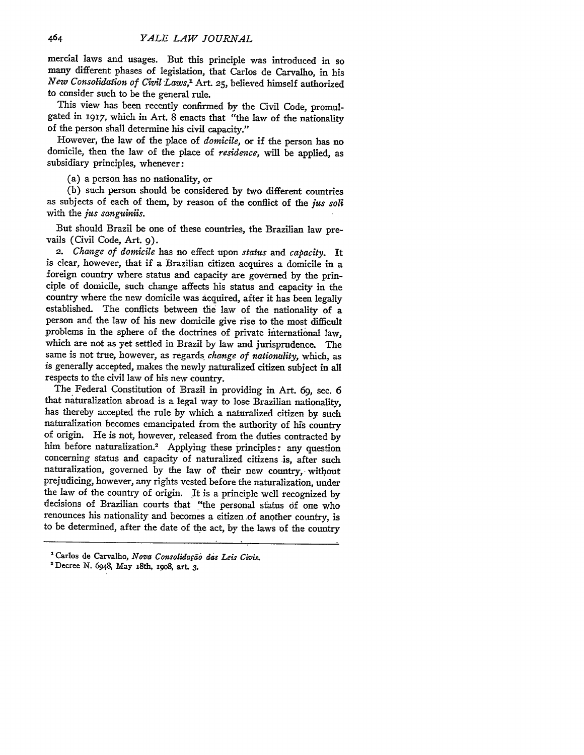mercial laws and usages. But this principle was introduced in so many different phases of legislation, that Carlos de Carvalho, in his *New Consolidation of Civil Laws*,[1] Art. 25, believed himself authorized to consider such to be the general rule.

This view has been recently confirmed by the Civil Code, promulgated in 1917, which in Art. 8 enacts that "the law of the nationality of the person shall determine his civil capacity."

However, the law of the place of *domicile*, or if the person has no domicile, then the law of the place of *residence*, will be applied, as subsidiary principles, whenever:

(a) a person has no nationality, or

(b) such person should be considered by two different countries as subjects of each of them, by reason of the conflict of the *jus soli* with the *jus sanguiniis*.

But should Brazil be one of these countries, the Brazilian law prevails (Civil Code, Art. 9).

2. *Change of domicile* has no effect upon *status* and *capacity*. It is clear, however, that if a Brazilian citizen acquires a domicile in a foreign country where status and capacity are governed by the principle of domicile, such change affects his status and capacity in the country where the new domicile was acquired, after it has been legally established. The conflicts between the law of the nationality of a person and the law of his new domicile give rise to the most difficult problems in the sphere of the doctrines of private international law, which are not as yet settled in Brazil by law and jurisprudence. The same is not true, however, as regards *change of nationality*, which, as is generally accepted, makes the newly naturalized citizen subject in all respects to the civil law of his new country.

The Federal Constitution of Brazil in providing in Art. 69, sec. 6 that naturalization abroad is a legal way to lose Brazilian nationality, has thereby accepted the rule by which a naturalized citizen by such naturalization becomes emancipated from the authority of his country of origin. He is not, however, released from the duties contracted by him before naturalization.[2] Applying these principles: any question concerning status and capacity of naturalized citizens is, after such naturalization, governed by the law of their new country, without prejudicing, however, any rights vested before the naturalization, under the law of the country of origin. It is a principle well recognized by decisions of Brazilian courts that "the personal status of one who renounces his nationality and becomes a citizen of another country, is to be determined, after the date of the act, by the laws of the country

---

[1] Carlos de Carvalho, *Nova Consolidação das Leis Civis*.

[2] Decree N. 6948, May 18th, 1908, art. 3.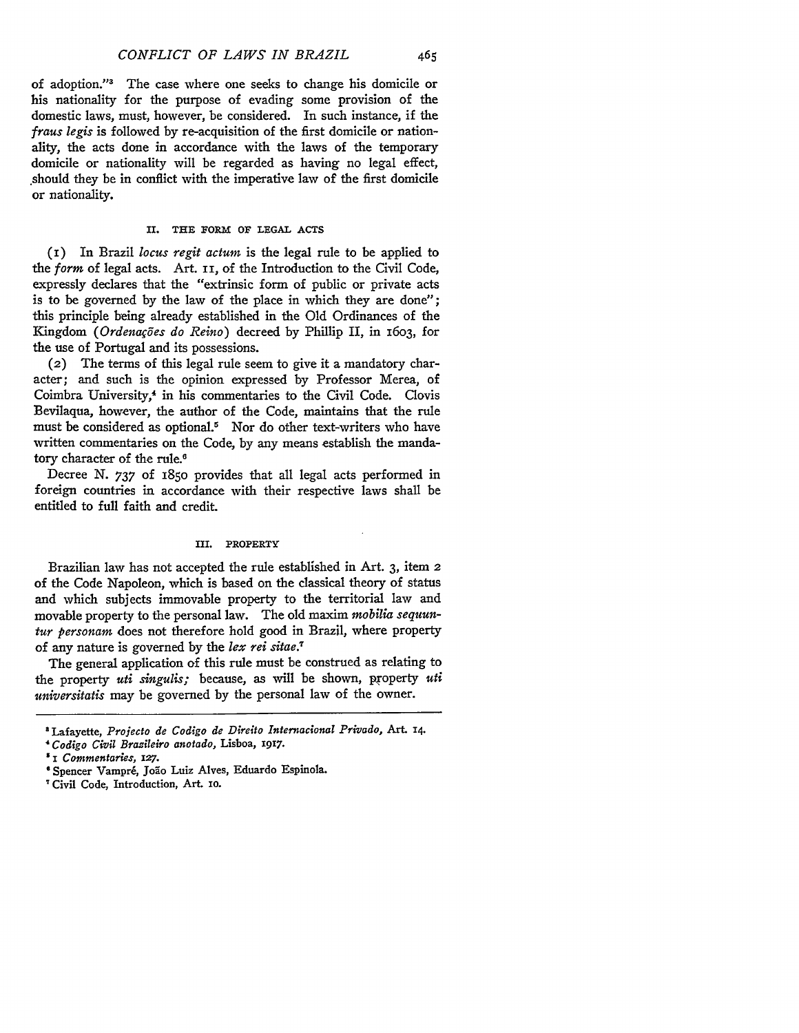of adoption."[3] The case where one seeks to change his domicile or his nationality for the purpose of evading some provision of the domestic laws, must, however, be considered. In such instance, if the *fraus legis* is followed by re-acquisition of the first domicile or nationality, the acts done in accordance with the laws of the temporary domicile or nationality will be regarded as having no legal effect, should they be in conflict with the imperative law of the first domicile or nationality.

## II. THE FORM OF LEGAL ACTS

(1) In Brazil *locus regit actum* is the legal rule to be applied to the *form* of legal acts. Art. 11, of the Introduction to the Civil Code, expressly declares that the "extrinsic form of public or private acts is to be governed by the law of the place in which they are done"; this principle being already established in the Old Ordinances of the Kingdom (*Ordenações do Reino*) decreed by Phillip II, in 1603, for the use of Portugal and its possessions.

(2) The terms of this legal rule seem to give it a mandatory character; and such is the opinion expressed by Professor Merea, of Coimbra University,[4] in his commentaries to the Civil Code. Clovis Bevilaqua, however, the author of the Code, maintains that the rule must be considered as optional.[5] Nor do other text-writers who have written commentaries on the Code, by any means establish the mandatory character of the rule.[6]

Decree N. 737 of 1850 provides that all legal acts performed in foreign countries in accordance with their respective laws shall be entitled to full faith and credit.

## III. PROPERTY

Brazilian law has not accepted the rule established in Art. 3, item 2 of the Code Napoleon, which is based on the classical theory of status and which subjects immovable property to the territorial law and movable property to the personal law. The old maxim *mobilia sequuntur personam* does not therefore hold good in Brazil, where property of any nature is governed by the *lex rei sitae*.[7]

The general application of this rule must be construed as relating to the property *uti singulis;* because, as will be shown, property *uti universitatis* may be governed by the personal law of the owner.

---

[3] Lafayette, *Projecto de Codigo de Direito Internacional Privado*, Art. 14.

[4] *Codigo Civil Brazileiro anotado*, Lisboa, 1917.

[5] 1 *Commentaries*, 127.

[6] Spencer Vampré, João Luiz Alves, Eduardo Espinola.

[7] Civil Code, Introduction, Art. 10.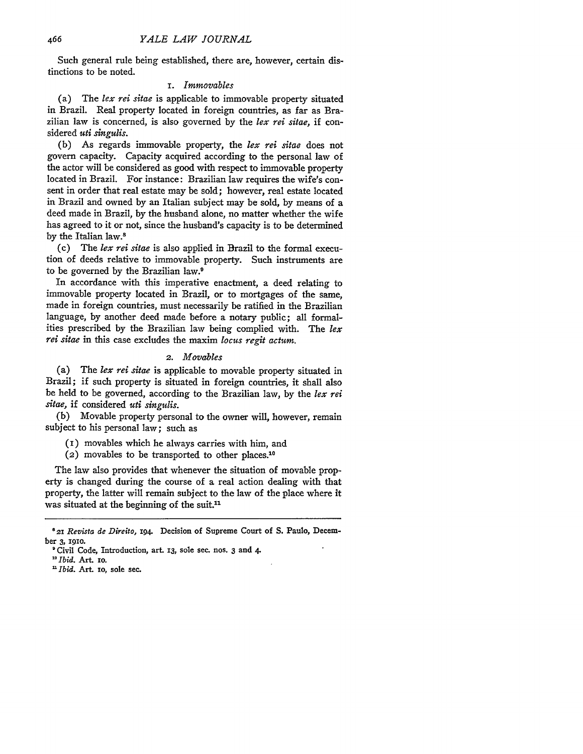Such general rule being established, there are, however, certain distinctions to be noted.

### 1. *Immovables*

(a) The *lex rei sitae* is applicable to immovable property situated in Brazil. Real property located in foreign countries, as far as Brazilian law is concerned, is also governed by the *lex rei sitae*, if considered *uti singulis*.

(b) As regards immovable property, the *lex rei sitae* does not govern capacity. Capacity acquired according to the personal law of the actor will be considered as good with respect to immovable property located in Brazil. For instance: Brazilian law requires the wife's consent in order that real estate may be sold; however, real estate located in Brazil and owned by an Italian subject may be sold, by means of a deed made in Brazil, by the husband alone, no matter whether the wife has agreed to it or not, since the husband's capacity is to be determined by the Italian law.[8]

(c) The *lex rei sitae* is also applied in Brazil to the formal execution of deeds relative to immovable property. Such instruments are to be governed by the Brazilian law.[9]

In accordance with this imperative enactment, a deed relating to immovable property located in Brazil, or to mortgages of the same, made in foreign countries, must necessarily be ratified in the Brazilian language, by another deed made before a notary public; all formalities prescribed by the Brazilian law being complied with. The *lex rei sitae* in this case excludes the maxim *locus regit actum*.

### 2. *Movables*

(a) The *lex rei sitae* is applicable to movable property situated in Brazil; if such property is situated in foreign countries, it shall also be held to be governed, according to the Brazilian law, by the *lex rei sitae*, if considered *uti singulis*.

(b) Movable property personal to the owner will, however, remain subject to his personal law; such as

(1) movables which he always carries with him, and
(2) movables to be transported to other places.[10]

The law also provides that whenever the situation of movable property is changed during the course of a real action dealing with that property, the latter will remain subject to the law of the place where it was situated at the beginning of the suit.[11]

---

[8] 21 *Revista de Direito*, 194. Decision of Supreme Court of S. Paulo, December 3, 1910.

[9] Civil Code, Introduction, art. 13, sole sec. nos. 3 and 4.

[10] *Ibid.* Art. 10.

[11] *Ibid.* Art. 10, sole sec.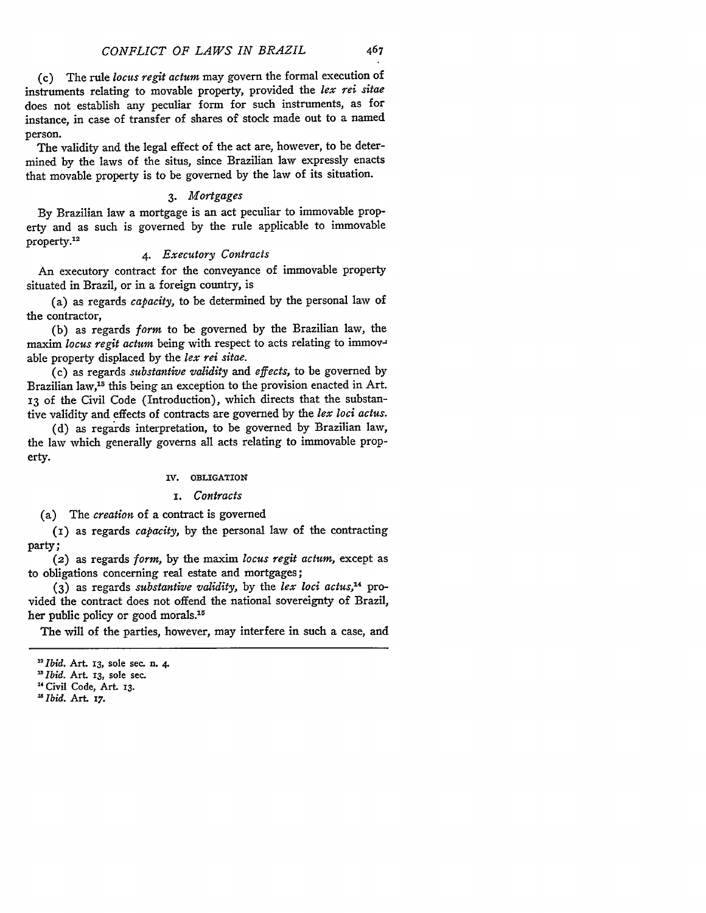(c) The rule *locus regit actum* may govern the formal execution of instruments relating to movable property, provided the *lex rei sitae* does not establish any peculiar form for such instruments, as for instance, in case of transfer of shares of stock made out to a named person.

The validity and the legal effect of the act are, however, to be determined by the laws of the situs, since Brazilian law expressly enacts that movable property is to be governed by the law of its situation.

### 3. *Mortgages*

By Brazilian law a mortgage is an act peculiar to immovable property and as such is governed by the rule applicable to immovable property.[12]

### 4. *Executory Contracts*

An executory contract for the conveyance of immovable property situated in Brazil, or in a foreign country, is

(a) as regards *capacity,* to be determined by the personal law of the contractor,

(b) as regards *form* to be governed by the Brazilian law, the maxim *locus regit actum* being with respect to acts relating to immovable property displaced by the *lex rei sitae.*

(c) as regards *substantive validity* and *effects,* to be governed by Brazilian law,[13] this being an exception to the provision enacted in Art. 13 of the Civil Code (Introduction), which directs that the substantive validity and effects of contracts are governed by the *lex loci actus.*

(d) as regards interpretation, to be governed by Brazilian law, the law which generally governs all acts relating to immovable property.

## IV. OBLIGATION

### 1. *Contracts*

(a) The *creation* of a contract is governed

(1) as regards *capacity,* by the personal law of the contracting party;

(2) as regards *form,* by the maxim *locus regit actum,* except as to obligations concerning real estate and mortgages;

(3) as regards *substantive validity,* by the *lex loci actus,*[14] provided the contract does not offend the national sovereignty of Brazil, her public policy or good morals.[15]

The will of the parties, however, may interfere in such a case, and

---

[12] *Ibid.* Art. 13, sole sec. n. 4.

[13] *Ibid.* Art. 13, sole sec.

[14] Civil Code, Art. 13.

[15] *Ibid.* Art. 17.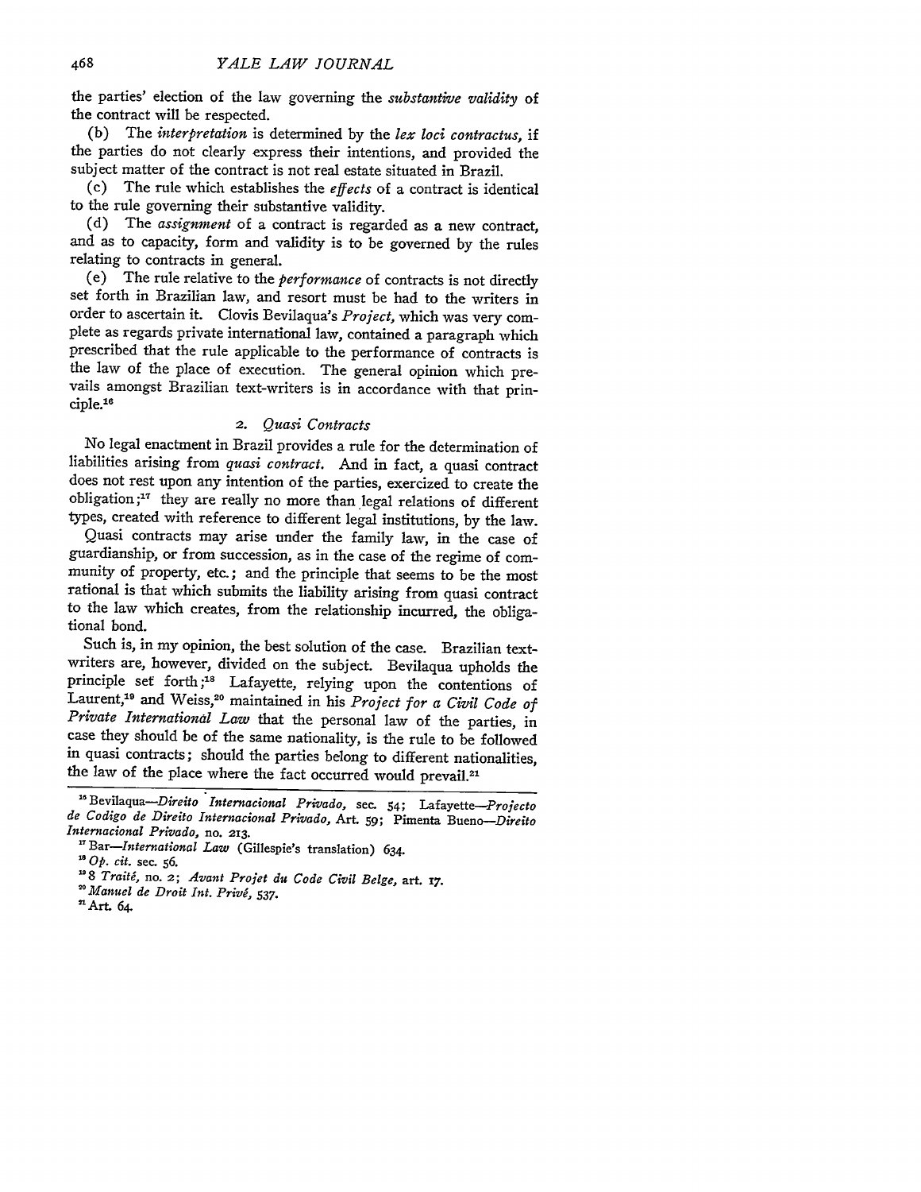the parties' election of the law governing the *substantive validity* of the contract will be respected.

(b) The *interpretation* is determined by the *lex loci contractus*, if the parties do not clearly express their intentions, and provided the subject matter of the contract is not real estate situated in Brazil.

(c) The rule which establishes the *effects* of a contract is identical to the rule governing their substantive validity.

(d) The *assignment* of a contract is regarded as a new contract, and as to capacity, form and validity is to be governed by the rules relating to contracts in general.

(e) The rule relative to the *performance* of contracts is not directly set forth in Brazilian law, and resort must be had to the writers in order to ascertain it. Clovis Bevilaqua's *Project*, which was very complete as regards private international law, contained a paragraph which prescribed that the rule applicable to the performance of contracts is the law of the place of execution. The general opinion which prevails amongst Brazilian text-writers is in accordance with that principle.[16]

### 2. *Quasi Contracts*

No legal enactment in Brazil provides a rule for the determination of liabilities arising from *quasi contract*. And in fact, a quasi contract does not rest upon any intention of the parties, exercized to create the obligation;[17] they are really no more than legal relations of different types, created with reference to different legal institutions, by the law.

Quasi contracts may arise under the family law, in the case of guardianship, or from succession, as in the case of the regime of community of property, etc.; and the principle that seems to be the most rational is that which submits the liability arising from quasi contract to the law which creates, from the relationship incurred, the obligational bond.

Such is, in my opinion, the best solution of the case. Brazilian text-writers are, however, divided on the subject. Bevilaqua upholds the principle set forth;[18] Lafayette, relying upon the contentions of Laurent,[19] and Weiss,[20] maintained in his *Project for a Civil Code of Private International Law* that the personal law of the parties, in case they should be of the same nationality, is the rule to be followed in quasi contracts; should the parties belong to different nationalities, the law of the place where the fact occurred would prevail.[21]

---

[16] Bevilaqua—*Direito Internacional Privado*, sec. 54; Lafayette—*Projecto de Codigo de Direito Internacional Privado*, Art. 59; Pimenta Bueno—*Direito Internacional Privado*, no. 213.

[17] Bar—*International Law* (Gillespie's translation) 634.

[18] *Op. cit.* sec. 56.

[19] 8 *Traité*, no. 2; *Avant Projet du Code Civil Belge*, art. 17.

[20] *Manuel de Droit Int. Privé*, 537.

[21] Art. 64.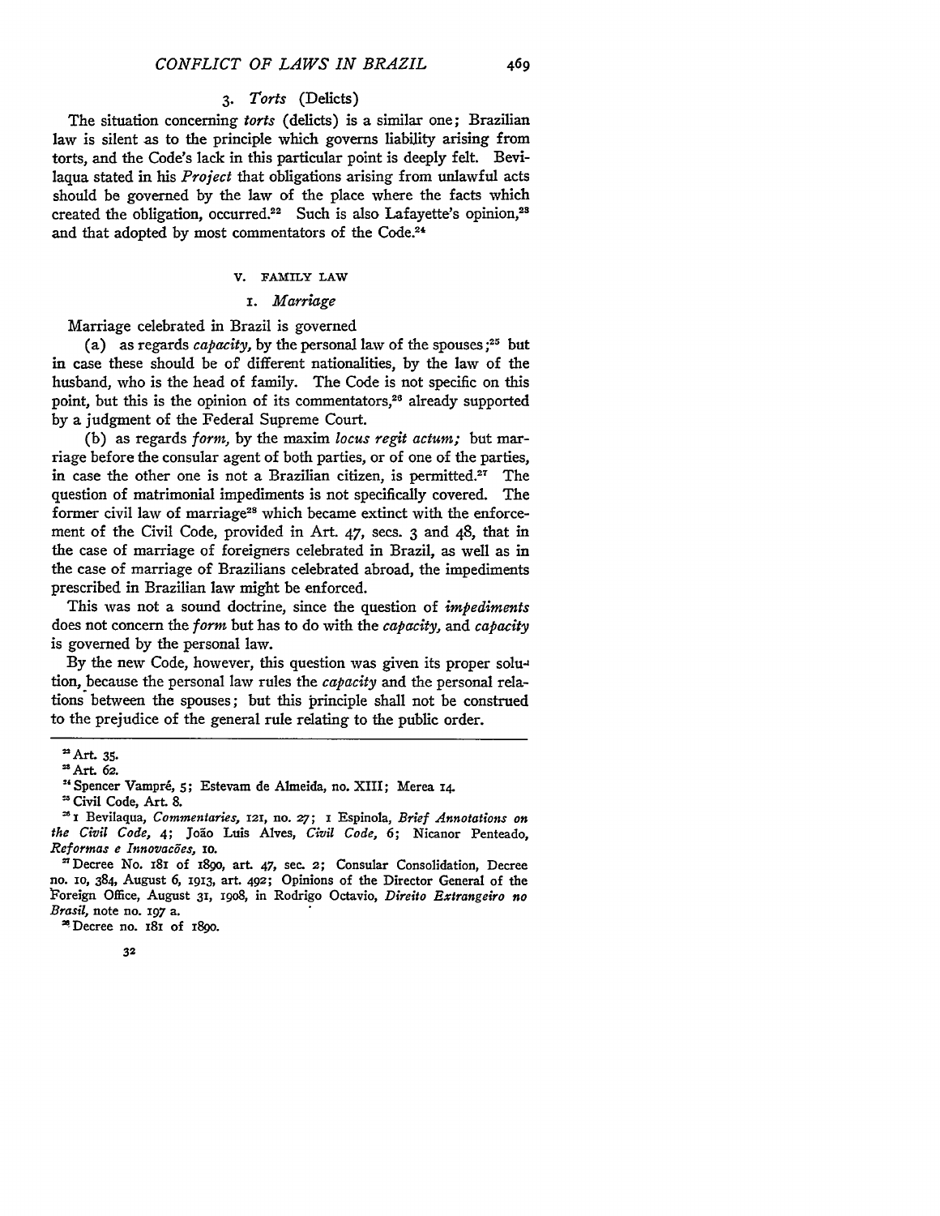### 3. *Torts* (Delicts)

The situation concerning *torts* (delicts) is a similar one; Brazilian law is silent as to the principle which governs liability arising from torts, and the Code's lack in this particular point is deeply felt. Bevilaqua stated in his *Project* that obligations arising from unlawful acts should be governed by the law of the place where the facts which created the obligation, occurred.[22] Such is also Lafayette's opinion,[23] and that adopted by most commentators of the Code.[24]

## V. FAMILY LAW

### 1. *Marriage*

Marriage celebrated in Brazil is governed

(a) as regards *capacity*, by the personal law of the spouses;[25] but in case these should be of different nationalities, by the law of the husband, who is the head of family. The Code is not specific on this point, but this is the opinion of its commentators,[26] already supported by a judgment of the Federal Supreme Court.

(b) as regards *form*, by the maxim *locus regit actum;* but marriage before the consular agent of both parties, or of one of the parties, in case the other one is not a Brazilian citizen, is permitted.[27] The question of matrimonial impediments is not specifically covered. The former civil law of marriage[28] which became extinct with the enforcement of the Civil Code, provided in Art. 47, secs. 3 and 48, that in the case of marriage of foreigners celebrated in Brazil, as well as in the case of marriage of Brazilians celebrated abroad, the impediments prescribed in Brazilian law might be enforced.

This was not a sound doctrine, since the question of *impediments* does not concern the *form* but has to do with the *capacity*, and *capacity* is governed by the personal law.

By the new Code, however, this question was given its proper solution, because the personal law rules the *capacity* and the personal relations between the spouses; but this principle shall not be construed to the prejudice of the general rule relating to the public order.

---

[22] Art. 35.

[23] Art. 62.

[24] Spencer Vampré, 5; Estevam de Almeida, no. XIII; Merea 14.

[25] Civil Code, Art. 8.

[26] 1 Bevilaqua, *Commentaries*, 121, no. 27; 1 Espinola, *Brief Annotations on the Civil Code*, 4; João Luis Alves, *Civil Code*, 6; Nicanor Penteado, *Reformas e Innovacões*, 10.

[27] Decree No. 181 of 1890, art. 47, sec. 2; Consular Consolidation, Decree no. 10, 384, August 6, 1913, art. 492; Opinions of the Director General of the Foreign Office, August 31, 1908, in Rodrigo Octavio, *Direito Extrangeiro no Brasil*, note no. 197 a.

[28] Decree no. 181 of 1890.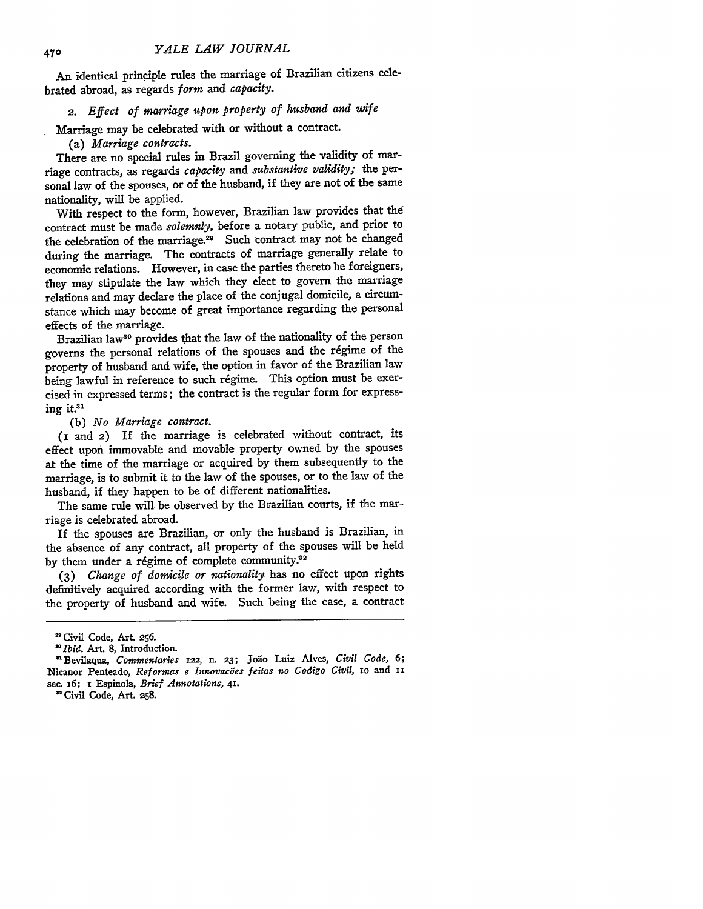An identical principle rules the marriage of Brazilian citizens celebrated abroad, as regards *form* and *capacity*.

*2. Effect of marriage upon property of husband and wife*

Marriage may be celebrated with or without a contract.

(a) *Marriage contracts.*

There are no special rules in Brazil governing the validity of marriage contracts, as regards *capacity* and *substantive validity;* the personal law of the spouses, or of the husband, if they are not of the same nationality, will be applied.

With respect to the form, however, Brazilian law provides that the contract must be made *solemnly,* before a notary public, and prior to the celebration of the marriage.[29] Such contract may not be changed during the marriage. The contracts of marriage generally relate to economic relations. However, in case the parties thereto be foreigners, they may stipulate the law which they elect to govern the marriage relations and may declare the place of the conjugal domicile, a circumstance which may become of great importance regarding the personal effects of the marriage.

Brazilian law[30] provides that the law of the nationality of the person governs the personal relations of the spouses and the régime of the property of husband and wife, the option in favor of the Brazilian law being lawful in reference to such régime. This option must be exercised in expressed terms; the contract is the regular form for expressing it.[31]

(b) *No Marriage contract.*

(1 and 2) If the marriage is celebrated without contract, its effect upon immovable and movable property owned by the spouses at the time of the marriage or acquired by them subsequently to the marriage, is to submit it to the law of the spouses, or to the law of the husband, if they happen to be of different nationalities.

The same rule will be observed by the Brazilian courts, if the marriage is celebrated abroad.

If the spouses are Brazilian, or only the husband is Brazilian, in the absence of any contract, all property of the spouses will be held by them under a régime of complete community.[32]

(3) *Change of domicile or nationality* has no effect upon rights definitively acquired according with the former law, with respect to the property of husband and wife. Such being the case, a contract

---

[29] Civil Code, Art. 256.

[30] *Ibid.* Art. 8, Introduction.

[31] Bevilaqua, *Commentaries* 122, n. 23; João Luiz Alves, *Civil Code,* 6; Nicanor Penteado, *Reformas e Innovacões feitas no Codigo Civil,* 10 and 11 sec. 16; 1 Espinola, *Brief Annotations,* 41.

[32] Civil Code, Art. 258.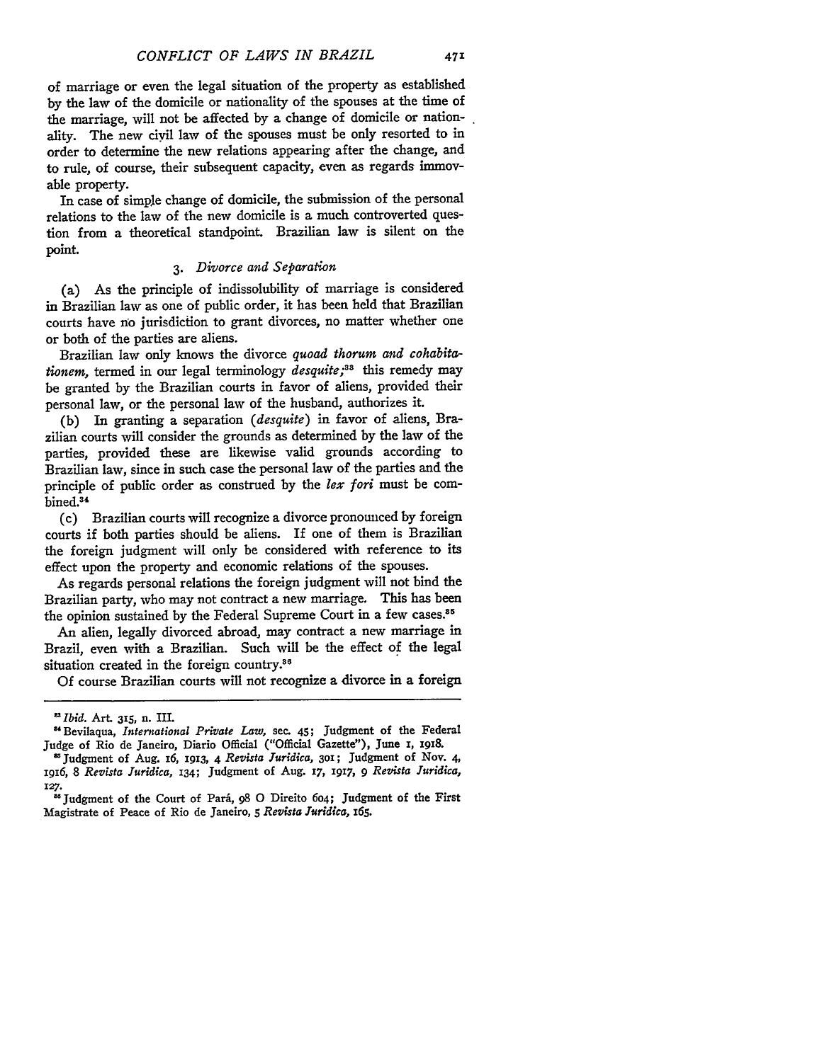of marriage or even the legal situation of the property as established by the law of the domicile or nationality of the spouses at the time of the marriage, will not be affected by a change of domicile or nationality. The new civil law of the spouses must be only resorted to in order to determine the new relations appearing after the change, and to rule, of course, their subsequent capacity, even as regards immovable property.

In case of simple change of domicile, the submission of the personal relations to the law of the new domicile is a much controverted question from a theoretical standpoint. Brazilian law is silent on the point.

### 3. *Divorce and Separation*

(a) As the principle of indissolubility of marriage is considered in Brazilian law as one of public order, it has been held that Brazilian courts have no jurisdiction to grant divorces, no matter whether one or both of the parties are aliens.

Brazilian law only knows the divorce *quoad thorum and cohabitationem,* termed in our legal terminology *desquite;*[33] this remedy may be granted by the Brazilian courts in favor of aliens, provided their personal law, or the personal law of the husband, authorizes it.

(b) In granting a separation (*desquite*) in favor of aliens, Brazilian courts will consider the grounds as determined by the law of the parties, provided these are likewise valid grounds according to Brazilian law, since in such case the personal law of the parties and the principle of public order as construed by the *lex fori* must be combined.[34]

(c) Brazilian courts will recognize a divorce pronounced by foreign courts if both parties should be aliens. If one of them is Brazilian the foreign judgment will only be considered with reference to its effect upon the property and economic relations of the spouses.

As regards personal relations the foreign judgment will not bind the Brazilian party, who may not contract a new marriage. This has been the opinion sustained by the Federal Supreme Court in a few cases.[35]

An alien, legally divorced abroad, may contract a new marriage in Brazil, even with a Brazilian. Such will be the effect of the legal situation created in the foreign country.[36]

Of course Brazilian courts will not recognize a divorce in a foreign

---

[33] *Ibid.* Art. 315, n. III.

[34] Bevilaqua, *International Private Law,* sec. 45; Judgment of the Federal Judge of Rio de Janeiro, Diario Official ("Official Gazette"), June 1, 1918.

[35] Judgment of Aug. 16, 1913, 4 *Revista Juridica,* 301; Judgment of Nov. 4, 1916, 8 *Revista Juridica,* 134; Judgment of Aug. 17, 1917, 9 *Revista Juridica,* 127.

[36] Judgment of the Court of Pará, 98 O Direito 604; Judgment of the First Magistrate of Peace of Rio de Janeiro, 5 *Revista Juridica,* 165.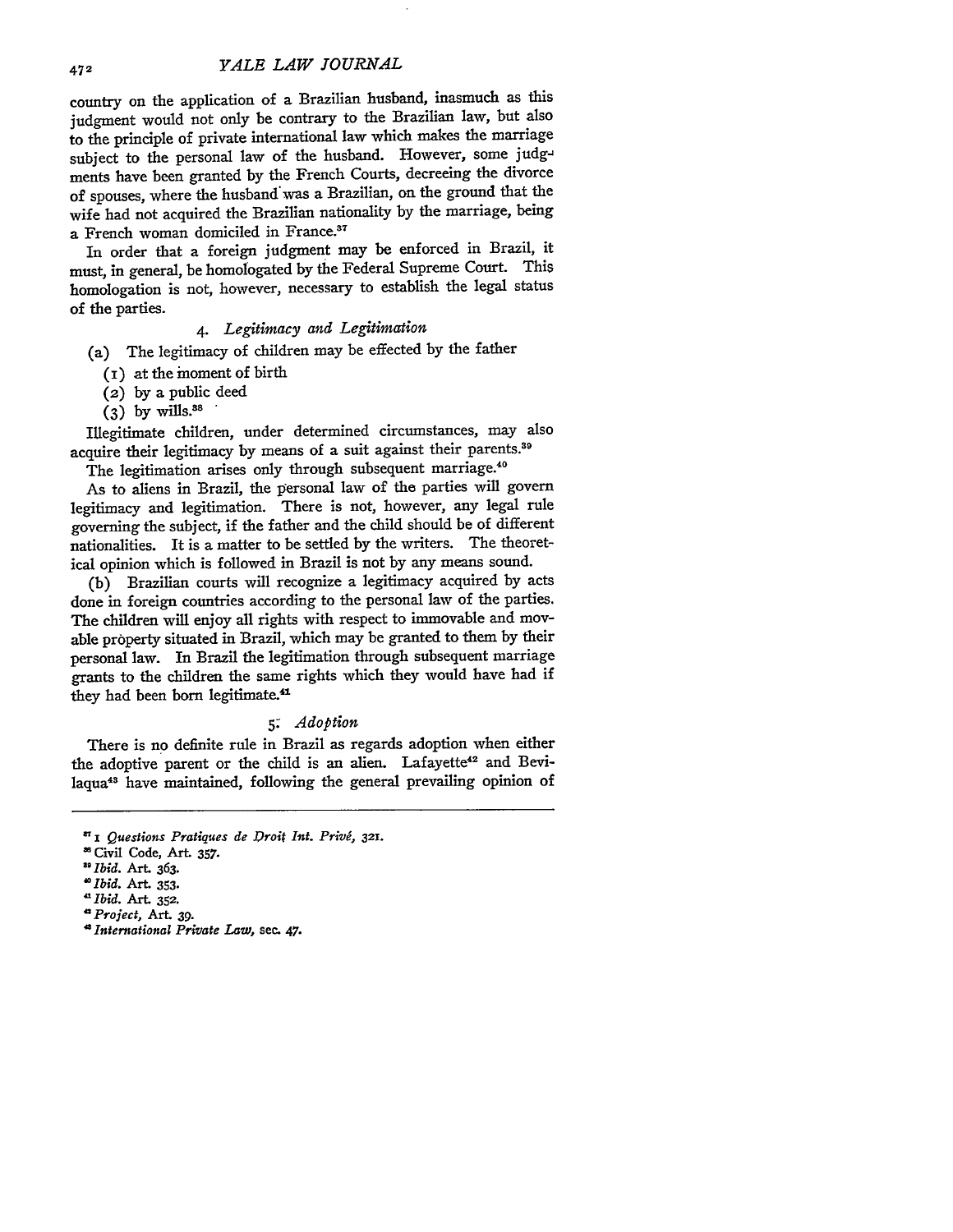country on the application of a Brazilian husband, inasmuch as this judgment would not only be contrary to the Brazilian law, but also to the principle of private international law which makes the marriage subject to the personal law of the husband. However, some judgments have been granted by the French Courts, decreeing the divorce of spouses, where the husband was a Brazilian, on the ground that the wife had not acquired the Brazilian nationality by the marriage, being a French woman domiciled in France.[37]

In order that a foreign judgment may be enforced in Brazil, it must, in general, be homologated by the Federal Supreme Court. This homologation is not, however, necessary to establish the legal status of the parties.

### 4. *Legitimacy and Legitimation*

(a) The legitimacy of children may be effected by the father

(1) at the moment of birth

(2) by a public deed

(3) by wills.[38]

Illegitimate children, under determined circumstances, may also acquire their legitimacy by means of a suit against their parents.[39]

The legitimation arises only through subsequent marriage.[40]

As to aliens in Brazil, the personal law of the parties will govern legitimacy and legitimation. There is not, however, any legal rule governing the subject, if the father and the child should be of different nationalities. It is a matter to be settled by the writers. The theoretical opinion which is followed in Brazil is not by any means sound.

(b) Brazilian courts will recognize a legitimacy acquired by acts done in foreign countries according to the personal law of the parties. The children will enjoy all rights with respect to immovable and movable property situated in Brazil, which may be granted to them by their personal law. In Brazil the legitimation through subsequent marriage grants to the children the same rights which they would have had if they had been born legitimate.[41]

### 5. *Adoption*

There is no definite rule in Brazil as regards adoption when either the adoptive parent or the child is an alien. Lafayette[42] and Bevilaqua[43] have maintained, following the general prevailing opinion of

---

[37] 1 *Questions Pratiques de Droit Int. Privé*, 321.

[38] Civil Code, Art. 357.

[39] *Ibid.* Art. 363.

[40] *Ibid.* Art. 353.

[41] *Ibid.* Art. 352.

[42] *Project*, Art. 39.

[43] *International Private Law*, sec. 47.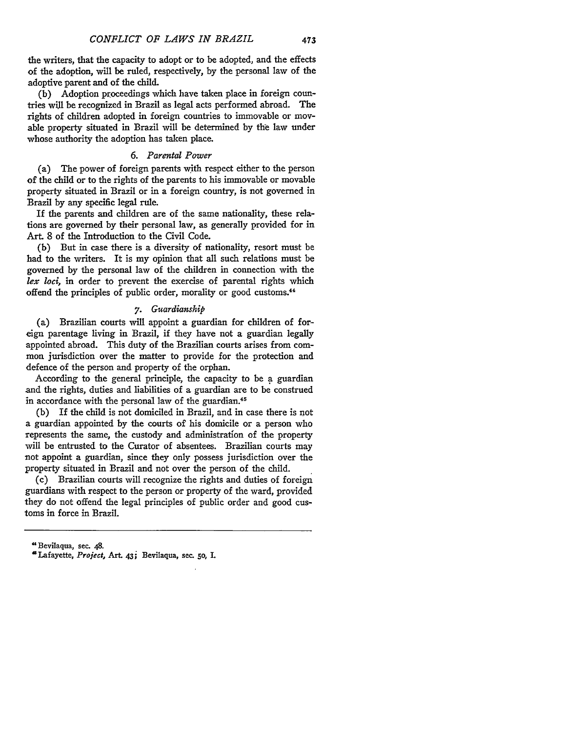the writers, that the capacity to adopt or to be adopted, and the effects of the adoption, will be ruled, respectively, by the personal law of the adoptive parent and of the child.

(b) Adoption proceedings which have taken place in foreign countries will be recognized in Brazil as legal acts performed abroad. The rights of children adopted in foreign countries to immovable or movable property situated in Brazil will be determined by the law under whose authority the adoption has taken place.

### 6. *Parental Power*

(a) The power of foreign parents with respect either to the person of the child or to the rights of the parents to his immovable or movable property situated in Brazil or in a foreign country, is not governed in Brazil by any specific legal rule.

If the parents and children are of the same nationality, these relations are governed by their personal law, as generally provided for in Art. 8 of the Introduction to the Civil Code.

(b) But in case there is a diversity of nationality, resort must be had to the writers. It is my opinion that all such relations must be governed by the personal law of the children in connection with the *lex loci*, in order to prevent the exercise of parental rights which offend the principles of public order, morality or good customs.[44]

### 7. *Guardianship*

(a) Brazilian courts will appoint a guardian for children of foreign parentage living in Brazil, if they have not a guardian legally appointed abroad. This duty of the Brazilian courts arises from common jurisdiction over the matter to provide for the protection and defence of the person and property of the orphan.

According to the general principle, the capacity to be a guardian and the rights, duties and liabilities of a guardian are to be construed in accordance with the personal law of the guardian.[45]

(b) If the child is not domiciled in Brazil, and in case there is not a guardian appointed by the courts of his domicile or a person who represents the same, the custody and administration of the property will be entrusted to the Curator of absentees. Brazilian courts may not appoint a guardian, since they only possess jurisdiction over the property situated in Brazil and not over the person of the child.

(c) Brazilian courts will recognize the rights and duties of foreign guardians with respect to the person or property of the ward, provided they do not offend the legal principles of public order and good customs in force in Brazil.

---

[44] Bevilaqua, sec. 48.

[45] Lafayette, *Project*, Art. 43; Bevilaqua, sec. 50, I.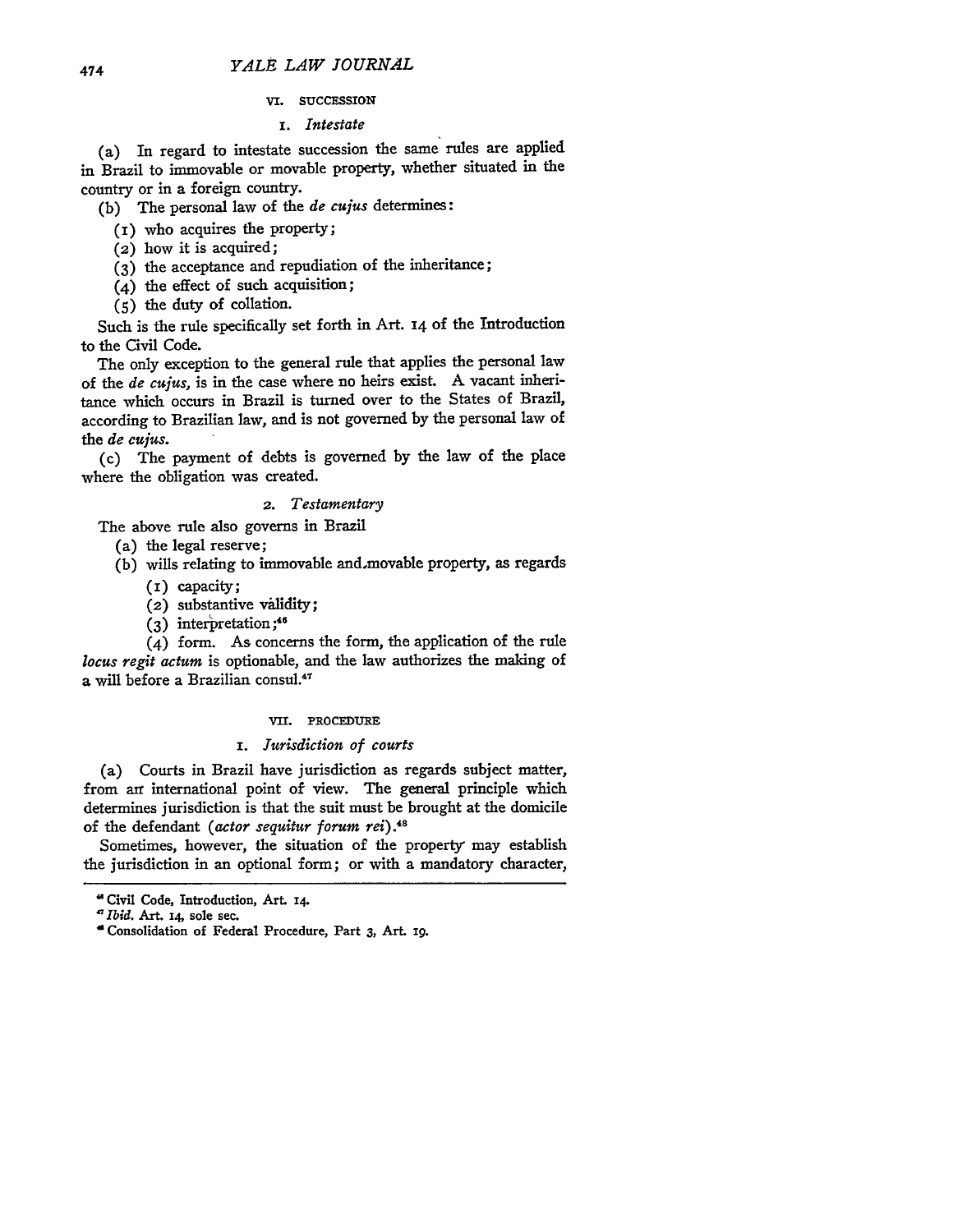## VI. SUCCESSION

### 1. *Intestate*

(a) In regard to intestate succession the same rules are applied in Brazil to immovable or movable property, whether situated in the country or in a foreign country.

(b) The personal law of the *de cujus* determines:

(1) who acquires the property;
(2) how it is acquired;
(3) the acceptance and repudiation of the inheritance;
(4) the effect of such acquisition;
(5) the duty of collation.

Such is the rule specifically set forth in Art. 14 of the Introduction to the Civil Code.

The only exception to the general rule that applies the personal law of the *de cujus*, is in the case where no heirs exist. A vacant inheritance which occurs in Brazil is turned over to the States of Brazil, according to Brazilian law, and is not governed by the personal law of the *de cujus*.

(c) The payment of debts is governed by the law of the place where the obligation was created.

### 2. *Testamentary*

The above rule also governs in Brazil

(a) the legal reserve;
(b) wills relating to immovable and movable property, as regards
  (1) capacity;
  (2) substantive validity;
  (3) interpretation;[46]
  (4) form. As concerns the form, the application of the rule *locus regit actum* is optionable, and the law authorizes the making of a will before a Brazilian consul.[47]

## VII. PROCEDURE

### 1. *Jurisdiction of courts*

(a) Courts in Brazil have jurisdiction as regards subject matter, from an international point of view. The general principle which determines jurisdiction is that the suit must be brought at the domicile of the defendant (*actor sequitur forum rei*).[48]

Sometimes, however, the situation of the property may establish the jurisdiction in an optional form; or with a mandatory character,

---

[46] Civil Code, Introduction, Art. 14.

[47] *Ibid.* Art. 14, sole sec.

[48] Consolidation of Federal Procedure, Part 3, Art. 19.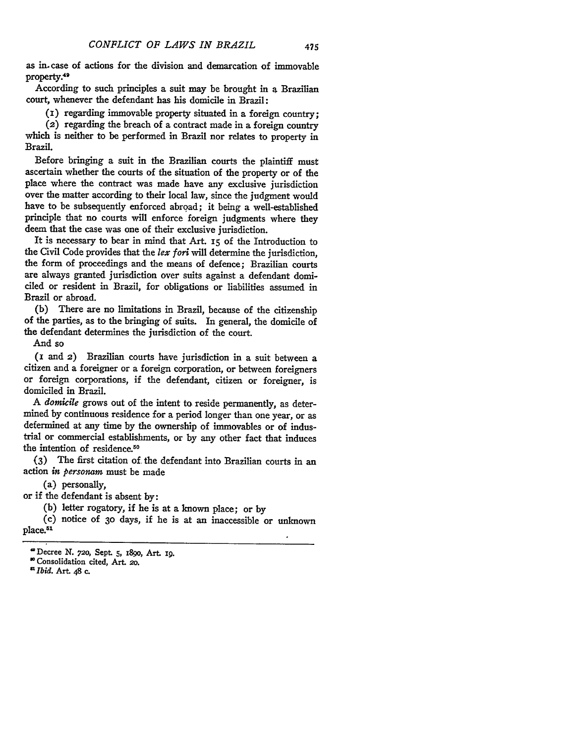as in case of actions for the division and demarcation of immovable property.[49]

According to such principles a suit may be brought in a Brazilian court, whenever the defendant has his domicile in Brazil:

(1) regarding immovable property situated in a foreign country;

(2) regarding the breach of a contract made in a foreign country which is neither to be performed in Brazil nor relates to property in Brazil.

Before bringing a suit in the Brazilian courts the plaintiff must ascertain whether the courts of the situation of the property or of the place where the contract was made have any exclusive jurisdiction over the matter according to their local law, since the judgment would have to be subsequently enforced abroad; it being a well-established principle that no courts will enforce foreign judgments where they deem that the case was one of their exclusive jurisdiction.

It is necessary to bear in mind that Art. 15 of the Introduction to the Civil Code provides that the *lex fori* will determine the jurisdiction, the form of proceedings and the means of defence; Brazilian courts are always granted jurisdiction over suits against a defendant domiciled or resident in Brazil, for obligations or liabilities assumed in Brazil or abroad.

(b) There are no limitations in Brazil, because of the citizenship of the parties, as to the bringing of suits. In general, the domicile of the defendant determines the jurisdiction of the court.

And so

(1 and 2) Brazilian courts have jurisdiction in a suit between a citizen and a foreigner or a foreign corporation, or between foreigners or foreign corporations, if the defendant, citizen or foreigner, is domiciled in Brazil.

A *domicile* grows out of the intent to reside permanently, as determined by continuous residence for a period longer than one year, or as determined at any time by the ownership of immovables or of industrial or commercial establishments, or by any other fact that induces the intention of residence.[50]

(3) The first citation of the defendant into Brazilian courts in an action *in personam* must be made

(a) personally,

or if the defendant is absent by:

(b) letter rogatory, if he is at a known place; or by

(c) notice of 30 days, if he is at an inaccessible or unknown place.[51]

---

[49] Decree N. 720, Sept. 5, 1890, Art. 19.

[50] Consolidation cited, Art. 20.

[51] *Ibid.* Art. 48 c.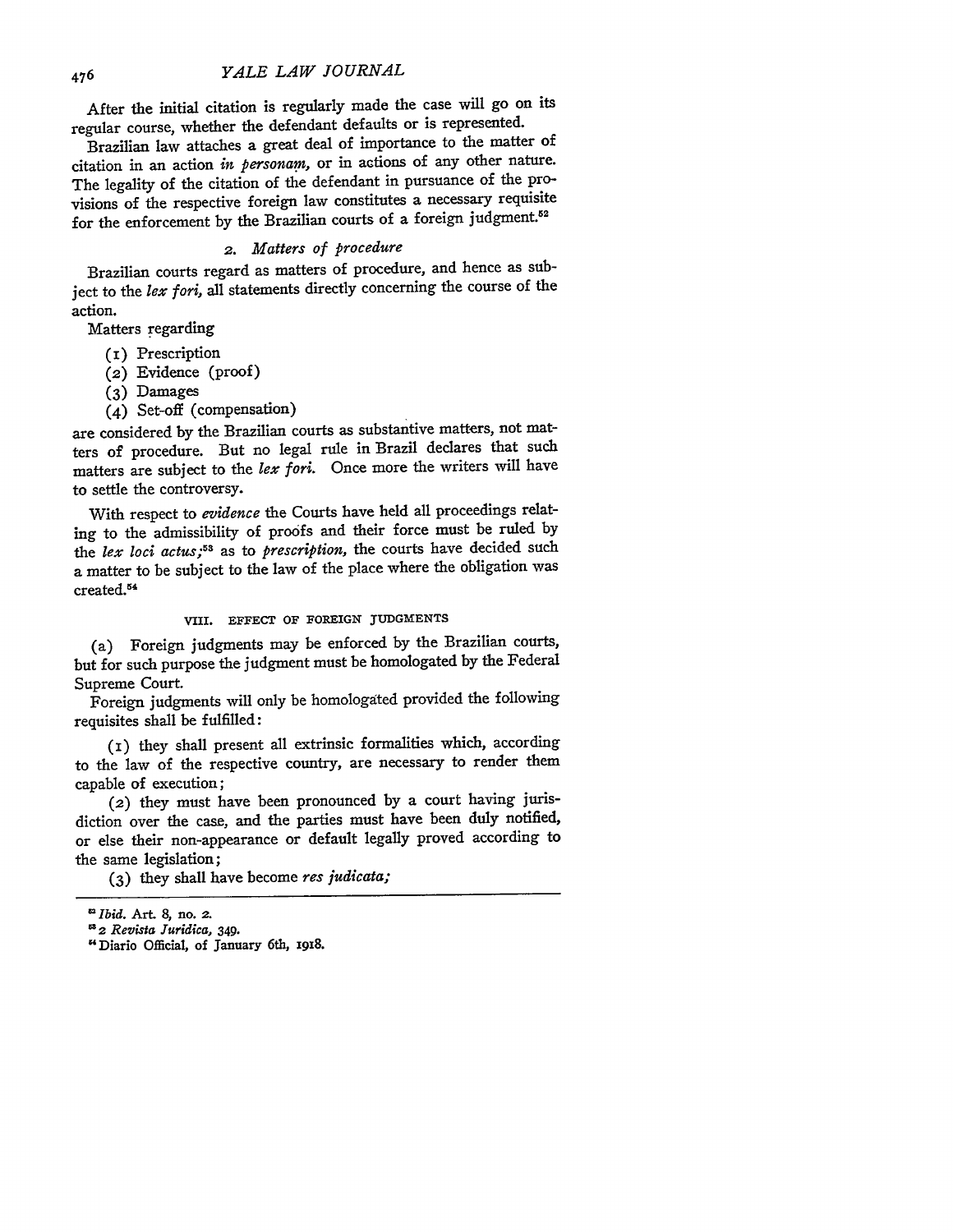After the initial citation is regularly made the case will go on its regular course, whether the defendant defaults or is represented.

Brazilian law attaches a great deal of importance to the matter of citation in an action *in personam*, or in actions of any other nature. The legality of the citation of the defendant in pursuance of the provisions of the respective foreign law constitutes a necessary requisite for the enforcement by the Brazilian courts of a foreign judgment.[52]

### 2. *Matters of procedure*

Brazilian courts regard as matters of procedure, and hence as subject to the *lex fori*, all statements directly concerning the course of the action.

Matters regarding

(1) Prescription
(2) Evidence (proof)
(3) Damages
(4) Set-off (compensation)

are considered by the Brazilian courts as substantive matters, not matters of procedure. But no legal rule in Brazil declares that such matters are subject to the *lex fori*. Once more the writers will have to settle the controversy.

With respect to *evidence* the Courts have held all proceedings relating to the admissibility of proofs and their force must be ruled by the *lex loci actus*;[53] as to *prescription*, the courts have decided such a matter to be subject to the law of the place where the obligation was created.[54]

## VIII. EFFECT OF FOREIGN JUDGMENTS

(a) Foreign judgments may be enforced by the Brazilian courts, but for such purpose the judgment must be homologated by the Federal Supreme Court.

Foreign judgments will only be homologated provided the following requisites shall be fulfilled:

(1) they shall present all extrinsic formalities which, according to the law of the respective country, are necessary to render them capable of execution;

(2) they must have been pronounced by a court having jurisdiction over the case, and the parties must have been duly notified, or else their non-appearance or default legally proved according to the same legislation;

(3) they shall have become *res judicata*;

---

[52] *Ibid.* Art. 8, no. 2.

[53] 2 *Revista Juridica*, 349.

[54] Diario Official, of January 6th, 1918.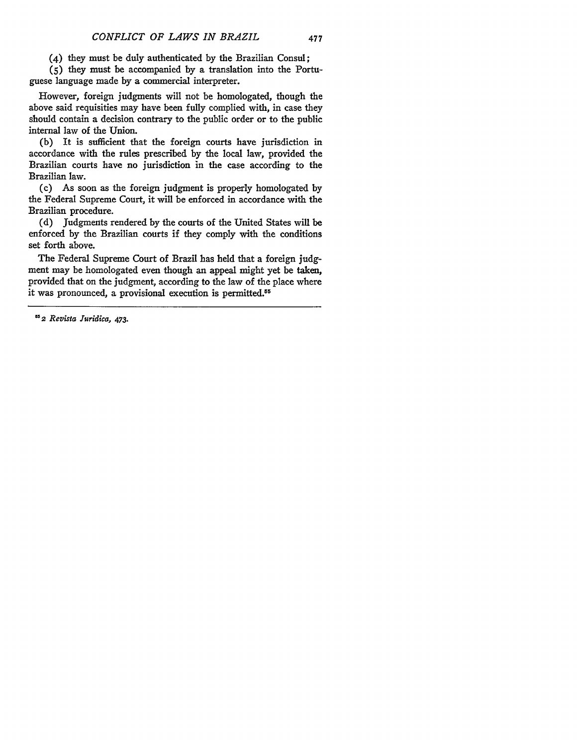(4) they must be duly authenticated by the Brazilian Consul;

(5) they must be accompanied by a translation into the Portuguese language made by a commercial interpreter.

However, foreign judgments will not be homologated, though the above said requisities may have been fully complied with, in case they should contain a decision contrary to the public order or to the public internal law of the Union.

(b) It is sufficient that the foreign courts have jurisdiction in accordance with the rules prescribed by the local law, provided the Brazilian courts have no jurisdiction in the case according to the Brazilian law.

(c) As soon as the foreign judgment is properly homologated by the Federal Supreme Court, it will be enforced in accordance with the Brazilian procedure.

(d) Judgments rendered by the courts of the United States will be enforced by the Brazilian courts if they comply with the conditions set forth above.

The Federal Supreme Court of Brazil has held that a foreign judgment may be homologated even though an appeal might yet be taken, provided that on the judgment, according to the law of the place where it was pronounced, a provisional execution is permitted.[55]

---

[55] 2 *Revista Juridica*, 473.